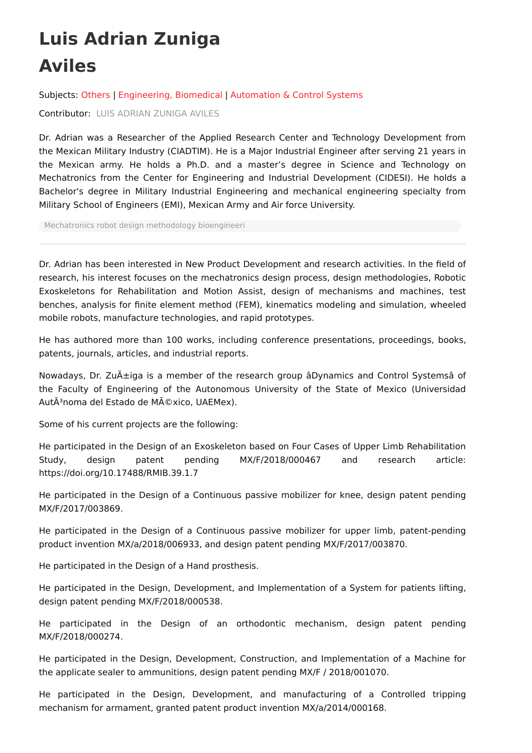# Luis Adrian Zuniga Aviles

Subjects: Others | Engineering, Biomedical | Automation & Control Systems

Contributor: LUIS ADRIAN ZUNIGA AVILES

Dr. Adrian was a Researcher of the Applied Research Center and Technology Development from the Mexican Military Industry (CIADTIM). He is a Major Industrial Engineer after serving 21 years in the Mexican army. He holds a Ph.D. and a master's degree in Science and Technology on Mechatronics from the Center for Engineering and Industrial Development (CIDESI). He holds a Bachelor's degree in Military Industrial Engineering and mechanical engineering specialty from Military School of Engineers (EMI), Mexican Army and Air force University.

Mechatronics robot design methodology bioengineeri

---

Dr. Adrian has been interested in New Product Development and research activities. In the field of research, his interest focuses on the mechatronics design process, design methodologies, Robotic Exoskeletons for Rehabilitation and Motion Assist, design of mechanisms and machines, test benches, analysis for finite element method (FEM), kinematics modeling and simulation, wheeled mobile robots, manufacture technologies, and rapid prototypes.

He has authored more than 100 works, including conference presentations, proceedings, books, patents, journals, articles, and industrial reports.

Nowadays, Dr. ZuÃ±iga is a member of the research group âDynamics and Control Systemsâ of the Faculty of Engineering of the Autonomous University of the State of Mexico (Universidad AutÃ³noma del Estado de MÃ©xico, UAEMex).

Some of his current projects are the following:

He participated in the Design of an Exoskeleton based on Four Cases of Upper Limb Rehabilitation Study, design patent pending MX/F/2018/000467 and research article: https://doi.org/10.17488/RMIB.39.1.7

He participated in the Design of a Continuous passive mobilizer for knee, design patent pending MX/F/2017/003869.

He participated in the Design of a Continuous passive mobilizer for upper limb, patent-pending product invention MX/a/2018/006933, and design patent pending MX/F/2017/003870.

He participated in the Design of a Hand prosthesis.

He participated in the Design, Development, and Implementation of a System for patients lifting, design patent pending MX/F/2018/000538.

He participated in the Design of an orthodontic mechanism, design patent pending MX/F/2018/000274.

He participated in the Design, Development, Construction, and Implementation of a Machine for the applicate sealer to ammunitions, design patent pending MX/F / 2018/001070.

He participated in the Design, Development, and manufacturing of a Controlled tripping mechanism for armament, granted patent product invention MX/a/2014/000168.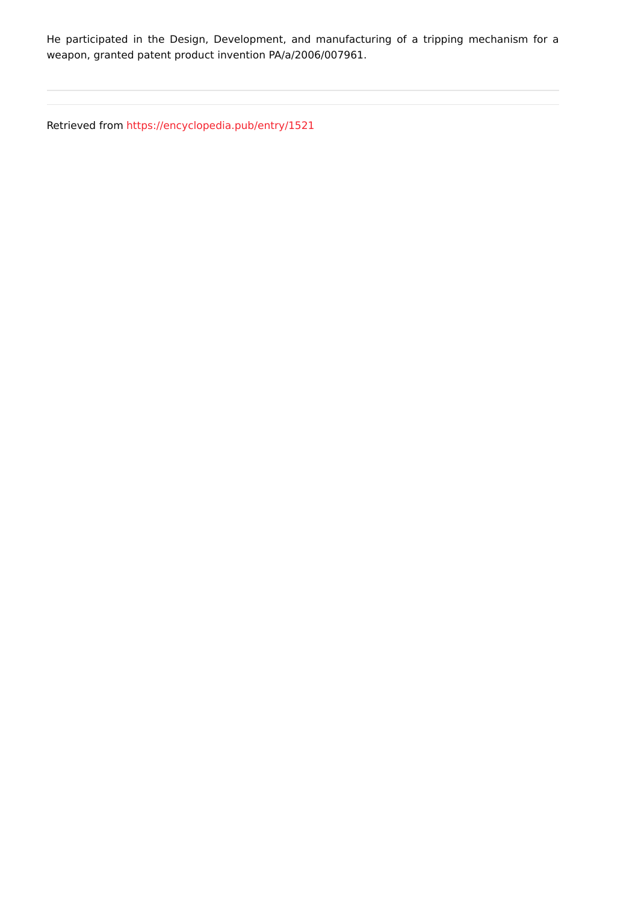He participated in the Design, Development, and manufacturing of a tripping mechanism for a weapon, granted patent product invention PA/a/2006/007961.

---

Retrieved from https://encyclopedia.pub/entry/1521